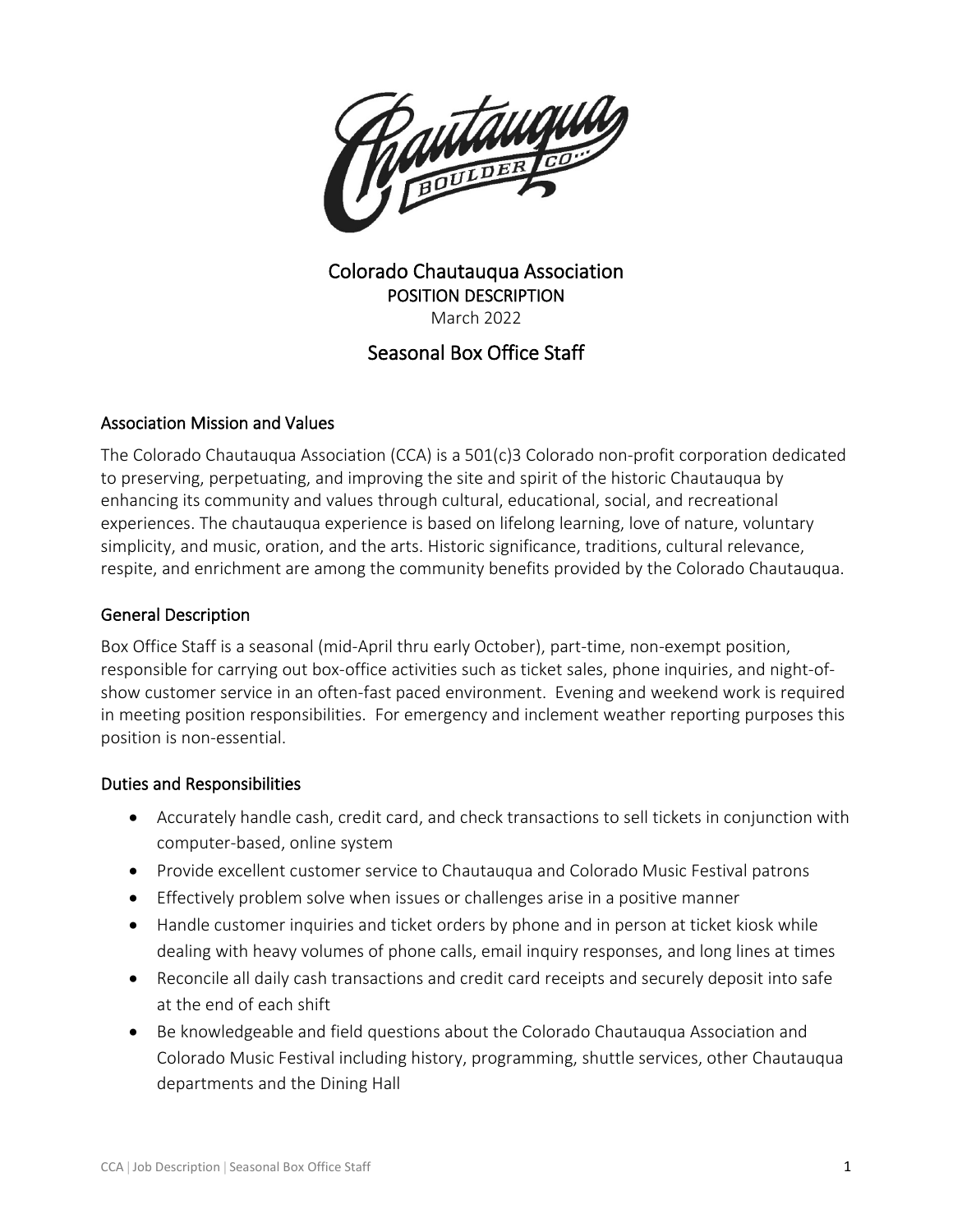Colorado Chautauqua Association

POSITION DESCRIPTION

March 2022

# Seasonal Box Office Staff

## Association Mission and Values

The Colorado Chautauqua Association (CCA) is a 501(c)3 Colorado non-profit corporation dedicated to preserving, perpetuating, and improving the site and spirit of the historic Chautauqua by enhancing its community and values through cultural, educational, social, and recreational experiences. The chautauqua experience is based on lifelong learning, love of nature, voluntary simplicity, and music, oration, and the arts. Historic significance, traditions, cultural relevance, respite, and enrichment are among the community benefits provided by the Colorado Chautauqua.

## General Description

Box Office Staff is a seasonal (mid-April thru early October), part-time, non-exempt position, responsible for carrying out box-office activities such as ticket sales, phone inquiries, and night-of-show customer service in an often-fast paced environment. Evening and weekend work is required in meeting position responsibilities. For emergency and inclement weather reporting purposes this position is non-essential.

## Duties and Responsibilities

- Accurately handle cash, credit card, and check transactions to sell tickets in conjunction with computer-based, online system
- Provide excellent customer service to Chautauqua and Colorado Music Festival patrons
- Effectively problem solve when issues or challenges arise in a positive manner
- Handle customer inquiries and ticket orders by phone and in person at ticket kiosk while dealing with heavy volumes of phone calls, email inquiry responses, and long lines at times
- Reconcile all daily cash transactions and credit card receipts and securely deposit into safe at the end of each shift
- Be knowledgeable and field questions about the Colorado Chautauqua Association and Colorado Music Festival including history, programming, shuttle services, other Chautauqua departments and the Dining Hall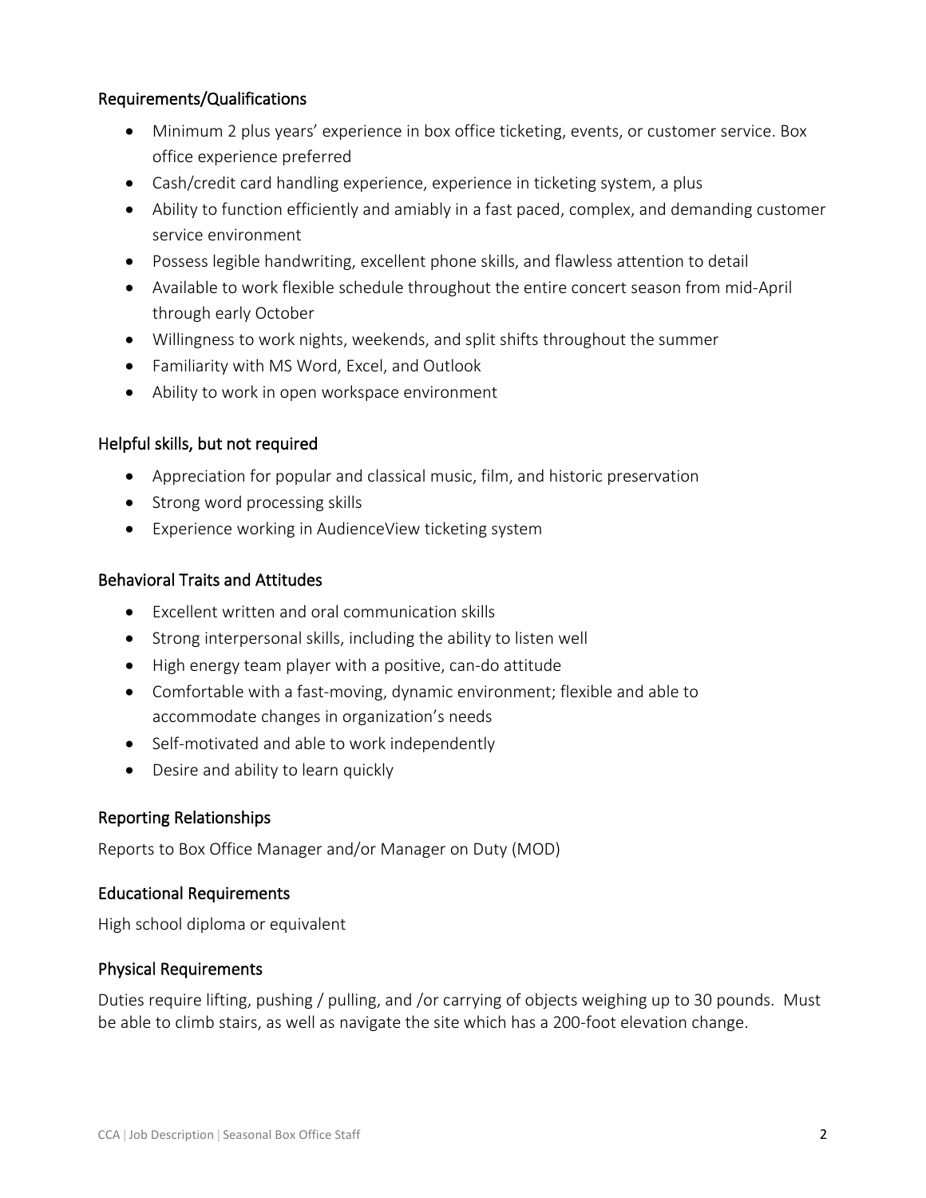## Requirements/Qualifications

- Minimum 2 plus years' experience in box office ticketing, events, or customer service. Box office experience preferred
- Cash/credit card handling experience, experience in ticketing system, a plus
- Ability to function efficiently and amiably in a fast paced, complex, and demanding customer service environment
- Possess legible handwriting, excellent phone skills, and flawless attention to detail
- Available to work flexible schedule throughout the entire concert season from mid-April through early October
- Willingness to work nights, weekends, and split shifts throughout the summer
- Familiarity with MS Word, Excel, and Outlook
- Ability to work in open workspace environment

## Helpful skills, but not required

- Appreciation for popular and classical music, film, and historic preservation
- Strong word processing skills
- Experience working in AudienceView ticketing system

## Behavioral Traits and Attitudes

- Excellent written and oral communication skills
- Strong interpersonal skills, including the ability to listen well
- High energy team player with a positive, can-do attitude
- Comfortable with a fast-moving, dynamic environment; flexible and able to accommodate changes in organization's needs
- Self-motivated and able to work independently
- Desire and ability to learn quickly

## Reporting Relationships

Reports to Box Office Manager and/or Manager on Duty (MOD)

## Educational Requirements

High school diploma or equivalent

## Physical Requirements

Duties require lifting, pushing / pulling, and /or carrying of objects weighing up to 30 pounds. Must be able to climb stairs, as well as navigate the site which has a 200-foot elevation change.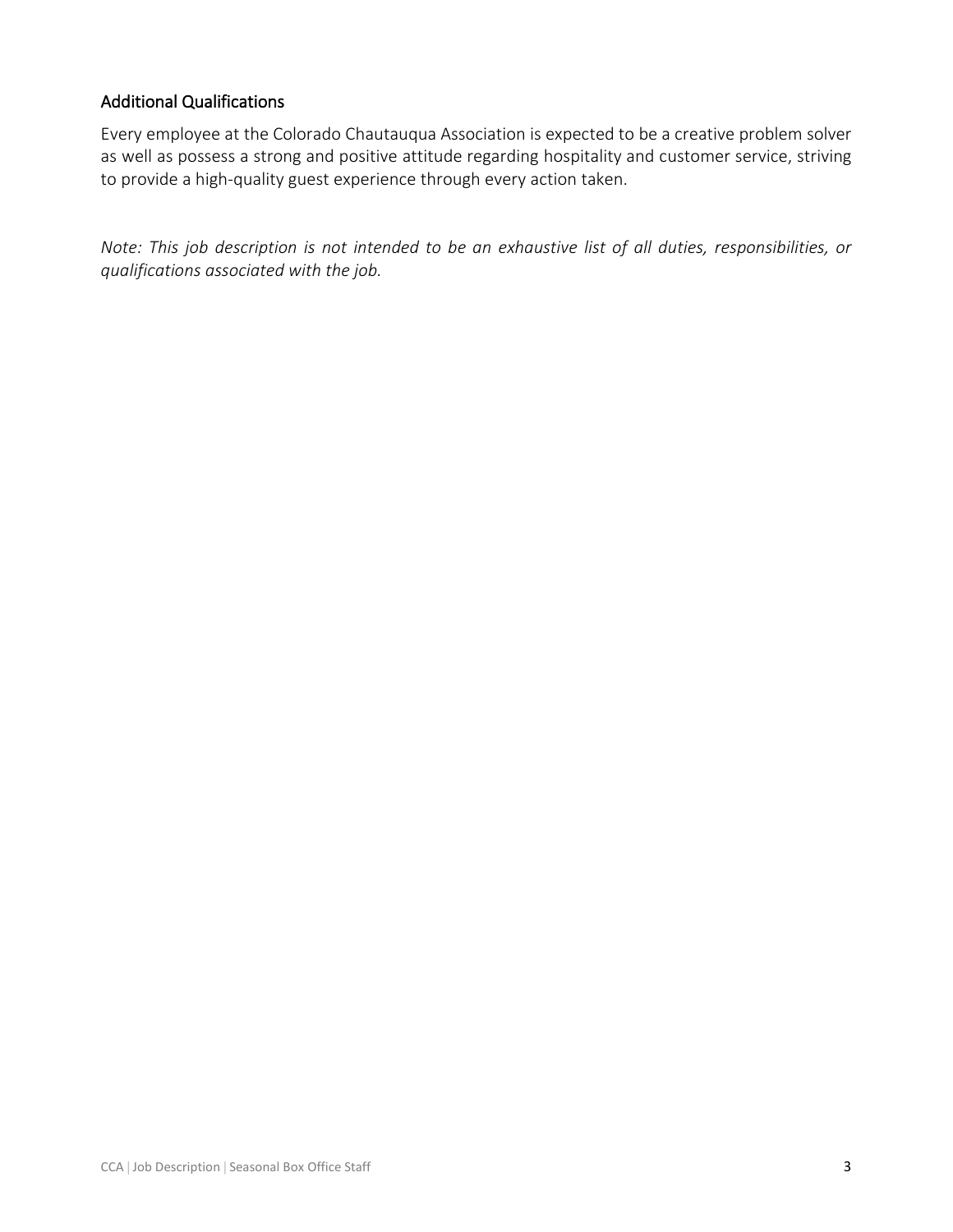## Additional Qualifications

Every employee at the Colorado Chautauqua Association is expected to be a creative problem solver as well as possess a strong and positive attitude regarding hospitality and customer service, striving to provide a high-quality guest experience through every action taken.

*Note: This job description is not intended to be an exhaustive list of all duties, responsibilities, or qualifications associated with the job.*